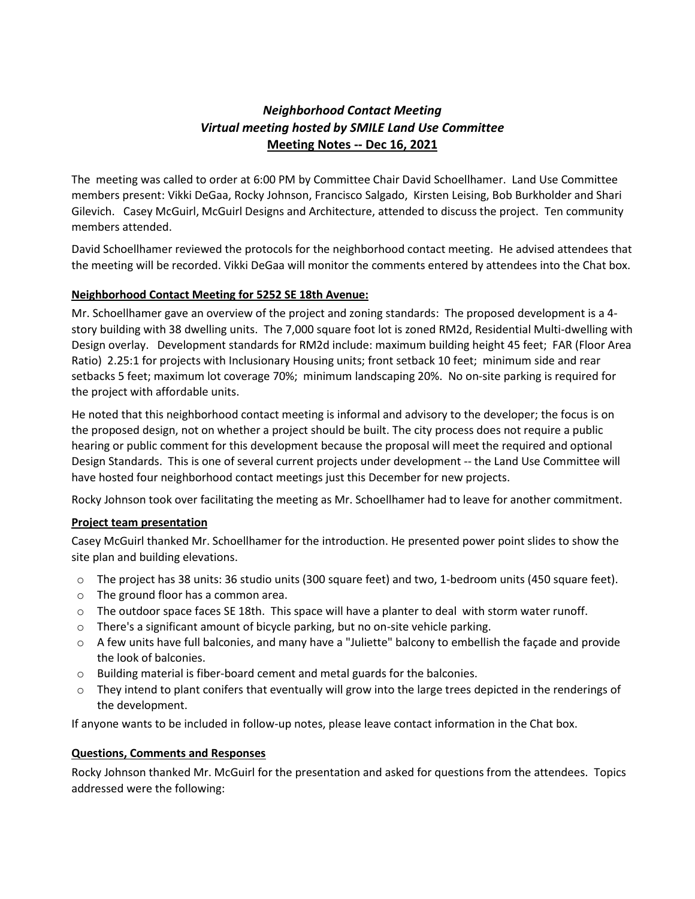***Neighborhood Contact Meeting***
***Virtual meeting hosted by SMILE Land Use Committee***
**Meeting Notes -- Dec 16, 2021**

The meeting was called to order at 6:00 PM by Committee Chair David Schoellhamer. Land Use Committee members present: Vikki DeGaa, Rocky Johnson, Francisco Salgado, Kirsten Leising, Bob Burkholder and Shari Gilevich. Casey McGuirl, McGuirl Designs and Architecture, attended to discuss the project. Ten community members attended.

David Schoellhamer reviewed the protocols for the neighborhood contact meeting. He advised attendees that the meeting will be recorded. Vikki DeGaa will monitor the comments entered by attendees into the Chat box.

**Neighborhood Contact Meeting for 5252 SE 18th Avenue:**

Mr. Schoellhamer gave an overview of the project and zoning standards: The proposed development is a 4-story building with 38 dwelling units. The 7,000 square foot lot is zoned RM2d, Residential Multi-dwelling with Design overlay. Development standards for RM2d include: maximum building height 45 feet; FAR (Floor Area Ratio) 2.25:1 for projects with Inclusionary Housing units; front setback 10 feet; minimum side and rear setbacks 5 feet; maximum lot coverage 70%; minimum landscaping 20%. No on-site parking is required for the project with affordable units.

He noted that this neighborhood contact meeting is informal and advisory to the developer; the focus is on the proposed design, not on whether a project should be built. The city process does not require a public hearing or public comment for this development because the proposal will meet the required and optional Design Standards. This is one of several current projects under development -- the Land Use Committee will have hosted four neighborhood contact meetings just this December for new projects.

Rocky Johnson took over facilitating the meeting as Mr. Schoellhamer had to leave for another commitment.

**Project team presentation**

Casey McGuirl thanked Mr. Schoellhamer for the introduction. He presented power point slides to show the site plan and building elevations.

- The project has 38 units: 36 studio units (300 square feet) and two, 1-bedroom units (450 square feet).
- The ground floor has a common area.
- The outdoor space faces SE 18th. This space will have a planter to deal with storm water runoff.
- There's a significant amount of bicycle parking, but no on-site vehicle parking.
- A few units have full balconies, and many have a "Juliette" balcony to embellish the façade and provide the look of balconies.
- Building material is fiber-board cement and metal guards for the balconies.
- They intend to plant conifers that eventually will grow into the large trees depicted in the renderings of the development.

If anyone wants to be included in follow-up notes, please leave contact information in the Chat box.

**Questions, Comments and Responses**

Rocky Johnson thanked Mr. McGuirl for the presentation and asked for questions from the attendees. Topics addressed were the following: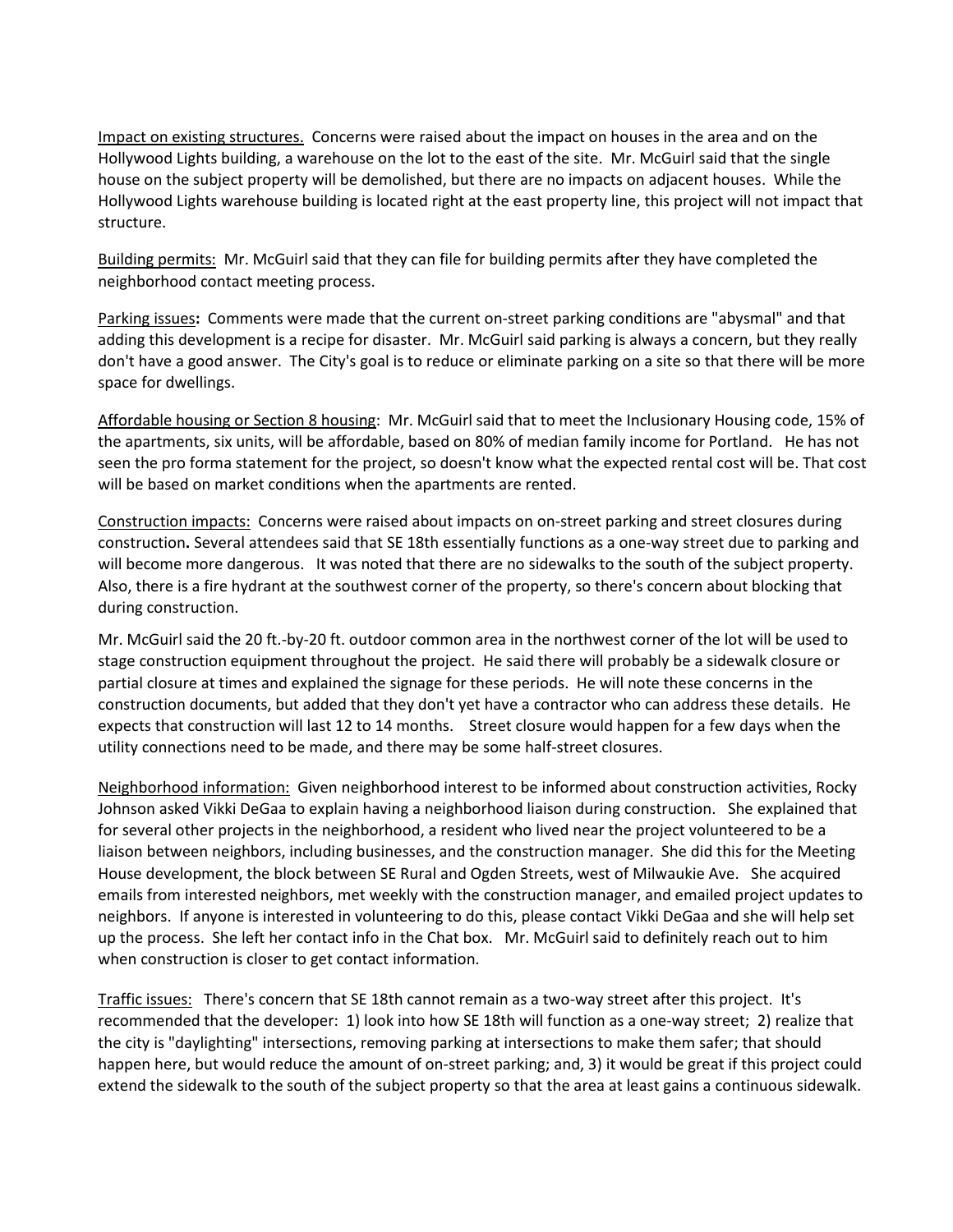<u>Impact on existing structures.</u> Concerns were raised about the impact on houses in the area and on the Hollywood Lights building, a warehouse on the lot to the east of the site. Mr. McGuirl said that the single house on the subject property will be demolished, but there are no impacts on adjacent houses. While the Hollywood Lights warehouse building is located right at the east property line, this project will not impact that structure.

<u>Building permits:</u> Mr. McGuirl said that they can file for building permits after they have completed the neighborhood contact meeting process.

<u>Parking issues</u>**:** Comments were made that the current on-street parking conditions are "abysmal" and that adding this development is a recipe for disaster. Mr. McGuirl said parking is always a concern, but they really don't have a good answer. The City's goal is to reduce or eliminate parking on a site so that there will be more space for dwellings.

<u>Affordable housing or Section 8 housing</u>: Mr. McGuirl said that to meet the Inclusionary Housing code, 15% of the apartments, six units, will be affordable, based on 80% of median family income for Portland. He has not seen the pro forma statement for the project, so doesn't know what the expected rental cost will be. That cost will be based on market conditions when the apartments are rented.

<u>Construction impacts:</u> Concerns were raised about impacts on on-street parking and street closures during construction**.** Several attendees said that SE 18th essentially functions as a one-way street due to parking and will become more dangerous. It was noted that there are no sidewalks to the south of the subject property. Also, there is a fire hydrant at the southwest corner of the property, so there's concern about blocking that during construction.

Mr. McGuirl said the 20 ft.-by-20 ft. outdoor common area in the northwest corner of the lot will be used to stage construction equipment throughout the project. He said there will probably be a sidewalk closure or partial closure at times and explained the signage for these periods. He will note these concerns in the construction documents, but added that they don't yet have a contractor who can address these details. He expects that construction will last 12 to 14 months. Street closure would happen for a few days when the utility connections need to be made, and there may be some half-street closures.

<u>Neighborhood information:</u> Given neighborhood interest to be informed about construction activities, Rocky Johnson asked Vikki DeGaa to explain having a neighborhood liaison during construction. She explained that for several other projects in the neighborhood, a resident who lived near the project volunteered to be a liaison between neighbors, including businesses, and the construction manager. She did this for the Meeting House development, the block between SE Rural and Ogden Streets, west of Milwaukie Ave. She acquired emails from interested neighbors, met weekly with the construction manager, and emailed project updates to neighbors. If anyone is interested in volunteering to do this, please contact Vikki DeGaa and she will help set up the process. She left her contact info in the Chat box. Mr. McGuirl said to definitely reach out to him when construction is closer to get contact information.

<u>Traffic issues:</u> There's concern that SE 18th cannot remain as a two-way street after this project. It's recommended that the developer: 1) look into how SE 18th will function as a one-way street; 2) realize that the city is "daylighting" intersections, removing parking at intersections to make them safer; that should happen here, but would reduce the amount of on-street parking; and, 3) it would be great if this project could extend the sidewalk to the south of the subject property so that the area at least gains a continuous sidewalk.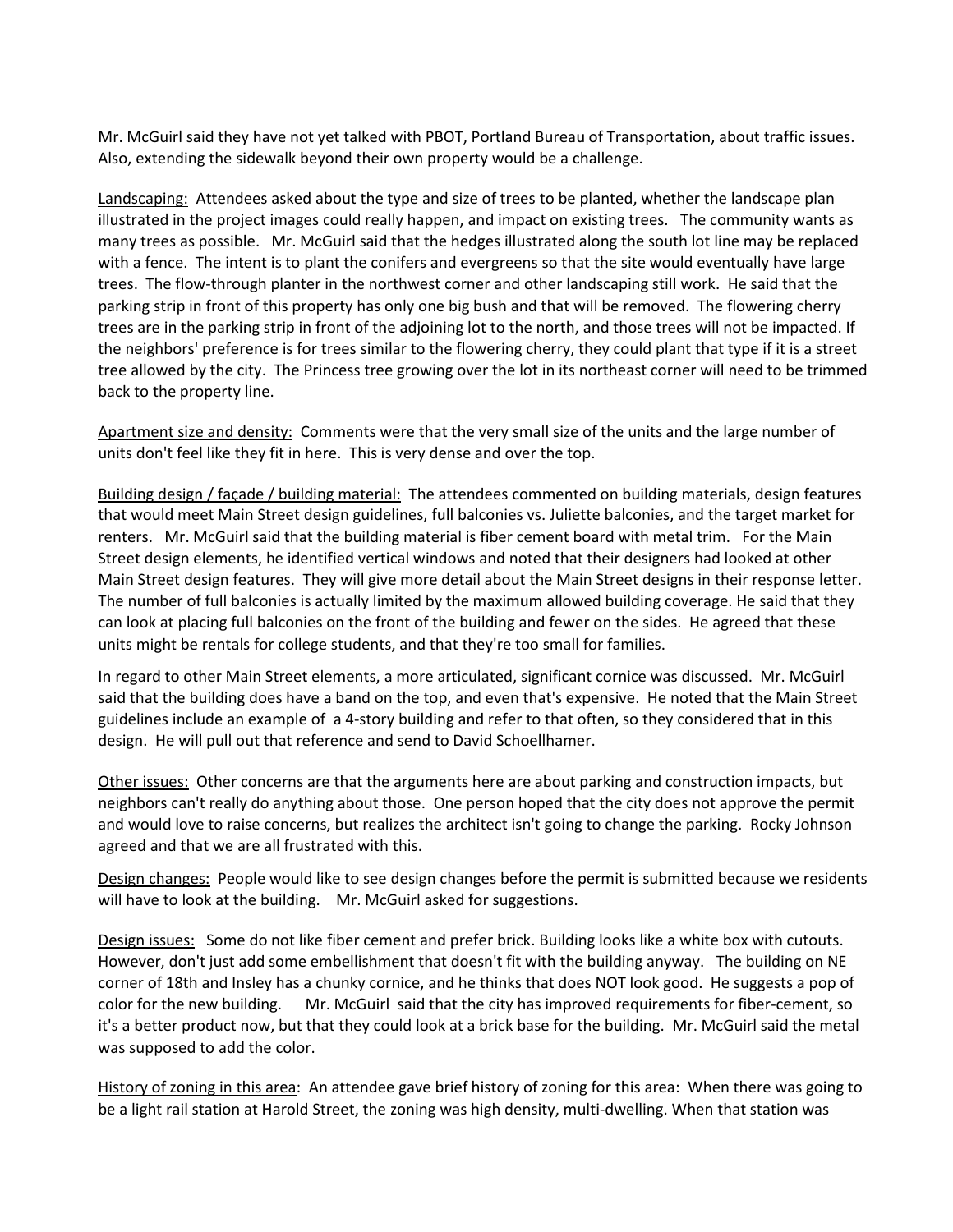Mr. McGuirl said they have not yet talked with PBOT, Portland Bureau of Transportation, about traffic issues. Also, extending the sidewalk beyond their own property would be a challenge.

<u>Landscaping:</u> Attendees asked about the type and size of trees to be planted, whether the landscape plan illustrated in the project images could really happen, and impact on existing trees. The community wants as many trees as possible. Mr. McGuirl said that the hedges illustrated along the south lot line may be replaced with a fence. The intent is to plant the conifers and evergreens so that the site would eventually have large trees. The flow-through planter in the northwest corner and other landscaping still work. He said that the parking strip in front of this property has only one big bush and that will be removed. The flowering cherry trees are in the parking strip in front of the adjoining lot to the north, and those trees will not be impacted. If the neighbors' preference is for trees similar to the flowering cherry, they could plant that type if it is a street tree allowed by the city. The Princess tree growing over the lot in its northeast corner will need to be trimmed back to the property line.

<u>Apartment size and density:</u> Comments were that the very small size of the units and the large number of units don't feel like they fit in here. This is very dense and over the top.

<u>Building design / façade / building material:</u> The attendees commented on building materials, design features that would meet Main Street design guidelines, full balconies vs. Juliette balconies, and the target market for renters. Mr. McGuirl said that the building material is fiber cement board with metal trim. For the Main Street design elements, he identified vertical windows and noted that their designers had looked at other Main Street design features. They will give more detail about the Main Street designs in their response letter. The number of full balconies is actually limited by the maximum allowed building coverage. He said that they can look at placing full balconies on the front of the building and fewer on the sides. He agreed that these units might be rentals for college students, and that they're too small for families.

In regard to other Main Street elements, a more articulated, significant cornice was discussed. Mr. McGuirl said that the building does have a band on the top, and even that's expensive. He noted that the Main Street guidelines include an example of a 4-story building and refer to that often, so they considered that in this design. He will pull out that reference and send to David Schoellhamer.

<u>Other issues:</u> Other concerns are that the arguments here are about parking and construction impacts, but neighbors can't really do anything about those. One person hoped that the city does not approve the permit and would love to raise concerns, but realizes the architect isn't going to change the parking. Rocky Johnson agreed and that we are all frustrated with this.

<u>Design changes:</u> People would like to see design changes before the permit is submitted because we residents will have to look at the building. Mr. McGuirl asked for suggestions.

<u>Design issues:</u> Some do not like fiber cement and prefer brick. Building looks like a white box with cutouts. However, don't just add some embellishment that doesn't fit with the building anyway. The building on NE corner of 18th and Insley has a chunky cornice, and he thinks that does NOT look good. He suggests a pop of color for the new building. Mr. McGuirl said that the city has improved requirements for fiber-cement, so it's a better product now, but that they could look at a brick base for the building. Mr. McGuirl said the metal was supposed to add the color.

<u>History of zoning in this area</u>: An attendee gave brief history of zoning for this area: When there was going to be a light rail station at Harold Street, the zoning was high density, multi-dwelling. When that station was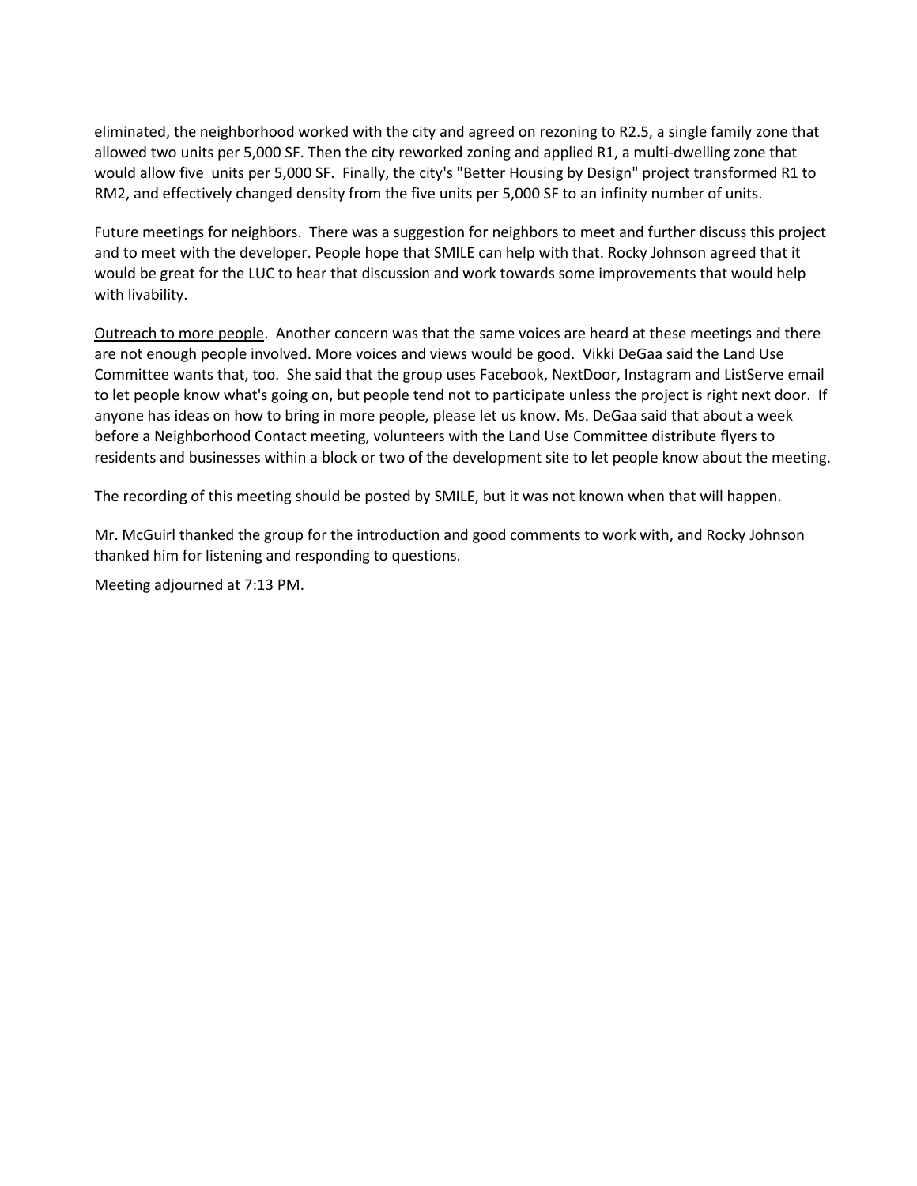eliminated, the neighborhood worked with the city and agreed on rezoning to R2.5, a single family zone that allowed two units per 5,000 SF. Then the city reworked zoning and applied R1, a multi-dwelling zone that would allow five units per 5,000 SF. Finally, the city's "Better Housing by Design" project transformed R1 to RM2, and effectively changed density from the five units per 5,000 SF to an infinity number of units.

<u>Future meetings for neighbors.</u> There was a suggestion for neighbors to meet and further discuss this project and to meet with the developer. People hope that SMILE can help with that. Rocky Johnson agreed that it would be great for the LUC to hear that discussion and work towards some improvements that would help with livability.

<u>Outreach to more people</u>. Another concern was that the same voices are heard at these meetings and there are not enough people involved. More voices and views would be good. Vikki DeGaa said the Land Use Committee wants that, too. She said that the group uses Facebook, NextDoor, Instagram and ListServe email to let people know what's going on, but people tend not to participate unless the project is right next door. If anyone has ideas on how to bring in more people, please let us know. Ms. DeGaa said that about a week before a Neighborhood Contact meeting, volunteers with the Land Use Committee distribute flyers to residents and businesses within a block or two of the development site to let people know about the meeting.

The recording of this meeting should be posted by SMILE, but it was not known when that will happen.

Mr. McGuirl thanked the group for the introduction and good comments to work with, and Rocky Johnson thanked him for listening and responding to questions.

Meeting adjourned at 7:13 PM.